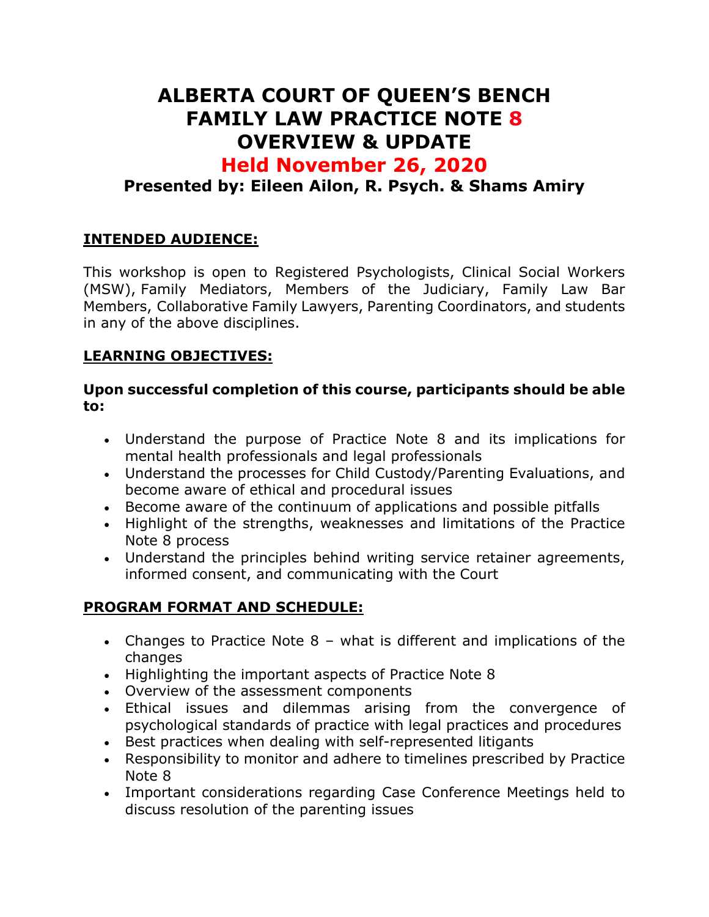# ALBERTA COURT OF QUEEN'S BENCH FAMILY LAW PRACTICE NOTE 8 OVERVIEW & UPDATE

## Held November 26, 2020

### Presented by: Eileen Ailon, R. Psych. & Shams Amiry

**INTENDED AUDIENCE:**

This workshop is open to Registered Psychologists, Clinical Social Workers (MSW), Family Mediators, Members of the Judiciary, Family Law Bar Members, Collaborative Family Lawyers, Parenting Coordinators, and students in any of the above disciplines.

**LEARNING OBJECTIVES:**

**Upon successful completion of this course, participants should be able to:**

- Understand the purpose of Practice Note 8 and its implications for mental health professionals and legal professionals
- Understand the processes for Child Custody/Parenting Evaluations, and become aware of ethical and procedural issues
- Become aware of the continuum of applications and possible pitfalls
- Highlight of the strengths, weaknesses and limitations of the Practice Note 8 process
- Understand the principles behind writing service retainer agreements, informed consent, and communicating with the Court

**PROGRAM FORMAT AND SCHEDULE:**

- Changes to Practice Note 8 – what is different and implications of the changes
- Highlighting the important aspects of Practice Note 8
- Overview of the assessment components
- Ethical issues and dilemmas arising from the convergence of psychological standards of practice with legal practices and procedures
- Best practices when dealing with self-represented litigants
- Responsibility to monitor and adhere to timelines prescribed by Practice Note 8
- Important considerations regarding Case Conference Meetings held to discuss resolution of the parenting issues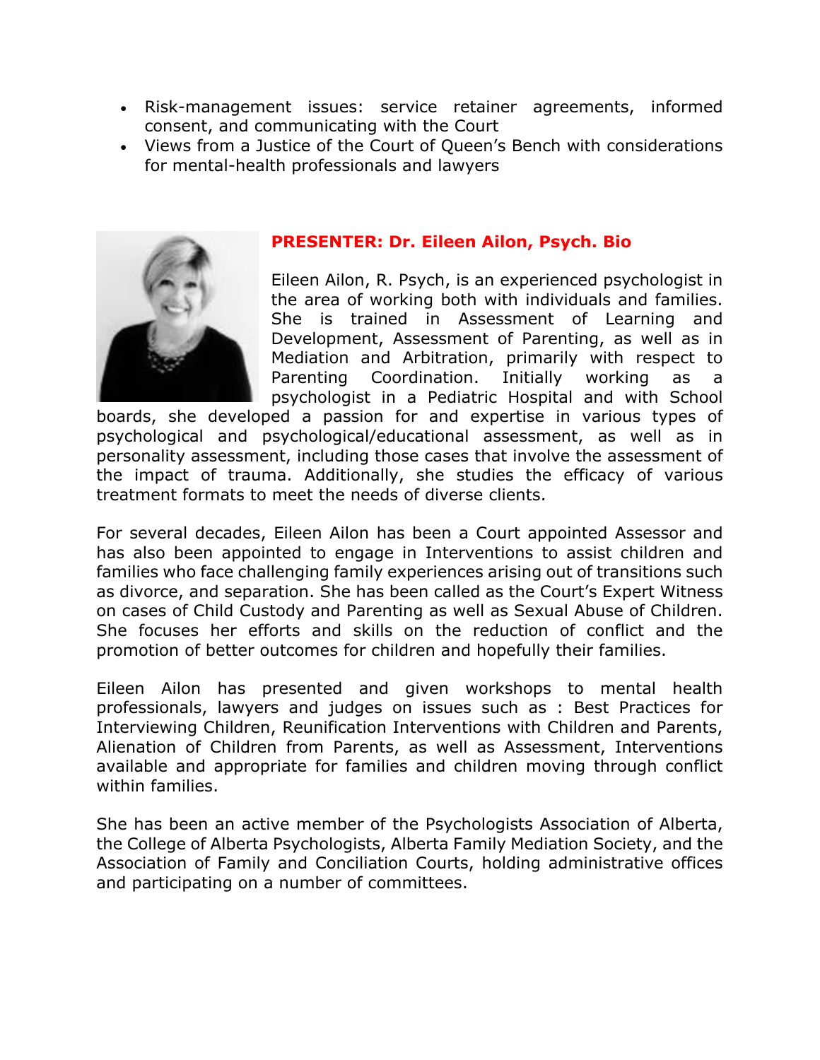- Risk-management issues: service retainer agreements, informed consent, and communicating with the Court
- Views from a Justice of the Court of Queen's Bench with considerations for mental-health professionals and lawyers

## PRESENTER: Dr. Eileen Ailon, Psych. Bio

Eileen Ailon, R. Psych, is an experienced psychologist in the area of working both with individuals and families. She is trained in Assessment of Learning and Development, Assessment of Parenting, as well as in Mediation and Arbitration, primarily with respect to Parenting Coordination. Initially working as a psychologist in a Pediatric Hospital and with School boards, she developed a passion for and expertise in various types of psychological and psychological/educational assessment, as well as in personality assessment, including those cases that involve the assessment of the impact of trauma. Additionally, she studies the efficacy of various treatment formats to meet the needs of diverse clients.

For several decades, Eileen Ailon has been a Court appointed Assessor and has also been appointed to engage in Interventions to assist children and families who face challenging family experiences arising out of transitions such as divorce, and separation. She has been called as the Court's Expert Witness on cases of Child Custody and Parenting as well as Sexual Abuse of Children. She focuses her efforts and skills on the reduction of conflict and the promotion of better outcomes for children and hopefully their families.

Eileen Ailon has presented and given workshops to mental health professionals, lawyers and judges on issues such as : Best Practices for Interviewing Children, Reunification Interventions with Children and Parents, Alienation of Children from Parents, as well as Assessment, Interventions available and appropriate for families and children moving through conflict within families.

She has been an active member of the Psychologists Association of Alberta, the College of Alberta Psychologists, Alberta Family Mediation Society, and the Association of Family and Conciliation Courts, holding administrative offices and participating on a number of committees.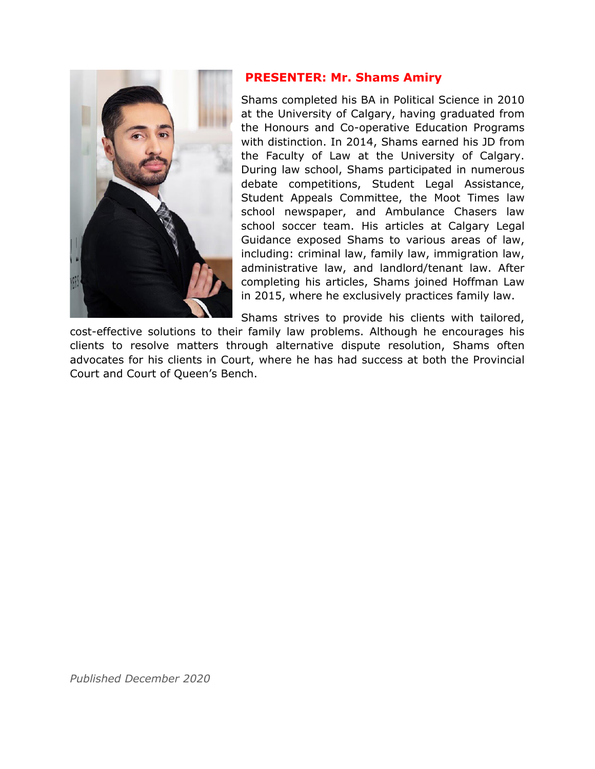**PRESENTER: Mr. Shams Amiry**

Shams completed his BA in Political Science in 2010 at the University of Calgary, having graduated from the Honours and Co-operative Education Programs with distinction. In 2014, Shams earned his JD from the Faculty of Law at the University of Calgary. During law school, Shams participated in numerous debate competitions, Student Legal Assistance, Student Appeals Committee, the Moot Times law school newspaper, and Ambulance Chasers law school soccer team. His articles at Calgary Legal Guidance exposed Shams to various areas of law, including: criminal law, family law, immigration law, administrative law, and landlord/tenant law. After completing his articles, Shams joined Hoffman Law in 2015, where he exclusively practices family law.

Shams strives to provide his clients with tailored, cost-effective solutions to their family law problems. Although he encourages his clients to resolve matters through alternative dispute resolution, Shams often advocates for his clients in Court, where he has had success at both the Provincial Court and Court of Queen's Bench.

*Published December 2020*